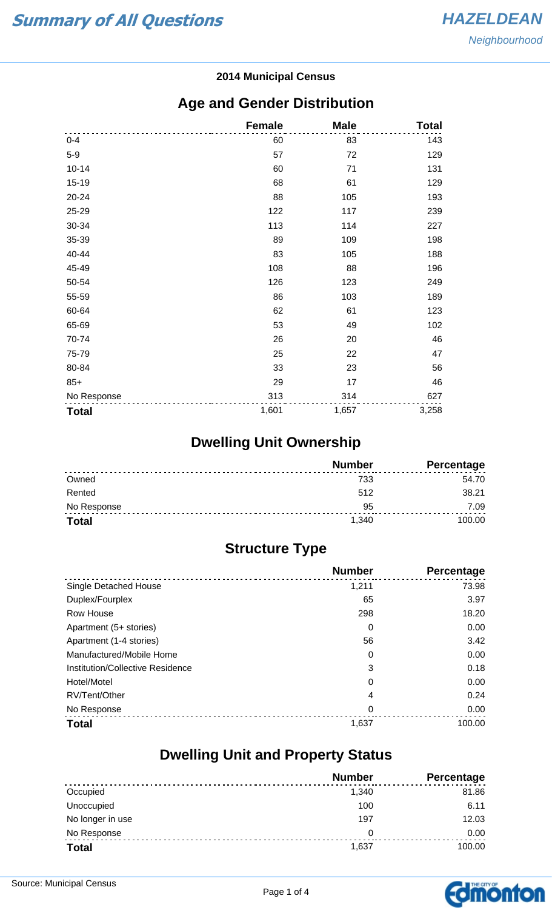# Summary of All Questions

## HAZELDEAN

*Neighbourhood*

**2014 Municipal Census**

## Age and Gender Distribution

| | Female | Male | Total |
|---|---|---|---|
| 0-4 | 60 | 83 | 143 |
| 5-9 | 57 | 72 | 129 |
| 10-14 | 60 | 71 | 131 |
| 15-19 | 68 | 61 | 129 |
| 20-24 | 88 | 105 | 193 |
| 25-29 | 122 | 117 | 239 |
| 30-34 | 113 | 114 | 227 |
| 35-39 | 89 | 109 | 198 |
| 40-44 | 83 | 105 | 188 |
| 45-49 | 108 | 88 | 196 |
| 50-54 | 126 | 123 | 249 |
| 55-59 | 86 | 103 | 189 |
| 60-64 | 62 | 61 | 123 |
| 65-69 | 53 | 49 | 102 |
| 70-74 | 26 | 20 | 46 |
| 75-79 | 25 | 22 | 47 |
| 80-84 | 33 | 23 | 56 |
| 85+ | 29 | 17 | 46 |
| No Response | 313 | 314 | 627 |
| **Total** | 1,601 | 1,657 | 3,258 |

## Dwelling Unit Ownership

| | Number | Percentage |
|---|---|---|
| Owned | 733 | 54.70 |
| Rented | 512 | 38.21 |
| No Response | 95 | 7.09 |
| **Total** | 1,340 | 100.00 |

## Structure Type

| | Number | Percentage |
|---|---|---|
| Single Detached House | 1,211 | 73.98 |
| Duplex/Fourplex | 65 | 3.97 |
| Row House | 298 | 18.20 |
| Apartment (5+ stories) | 0 | 0.00 |
| Apartment (1-4 stories) | 56 | 3.42 |
| Manufactured/Mobile Home | 0 | 0.00 |
| Institution/Collective Residence | 3 | 0.18 |
| Hotel/Motel | 0 | 0.00 |
| RV/Tent/Other | 4 | 0.24 |
| No Response | 0 | 0.00 |
| **Total** | 1,637 | 100.00 |

## Dwelling Unit and Property Status

| | Number | Percentage |
|---|---|---|
| Occupied | 1,340 | 81.86 |
| Unoccupied | 100 | 6.11 |
| No longer in use | 197 | 12.03 |
| No Response | 0 | 0.00 |
| **Total** | 1,637 | 100.00 |

Source: Municipal Census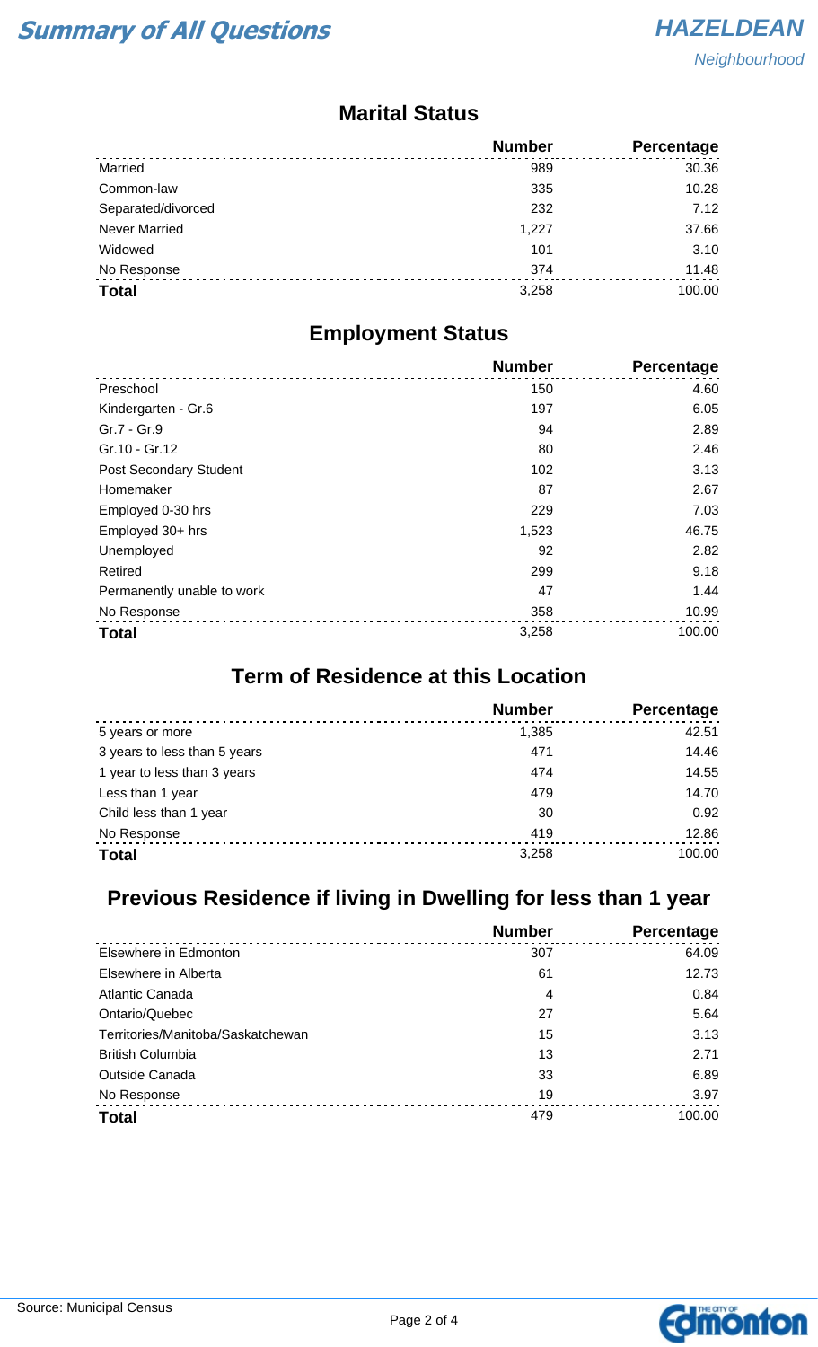# Summary of All Questions

**HAZELDEAN**
*Neighbourhood*

## Marital Status

| | Number | Percentage |
|---|---|---|
| Married | 989 | 30.36 |
| Common-law | 335 | 10.28 |
| Separated/divorced | 232 | 7.12 |
| Never Married | 1,227 | 37.66 |
| Widowed | 101 | 3.10 |
| No Response | 374 | 11.48 |
| **Total** | 3,258 | 100.00 |

## Employment Status

| | Number | Percentage |
|---|---|---|
| Preschool | 150 | 4.60 |
| Kindergarten - Gr.6 | 197 | 6.05 |
| Gr.7 - Gr.9 | 94 | 2.89 |
| Gr.10 - Gr.12 | 80 | 2.46 |
| Post Secondary Student | 102 | 3.13 |
| Homemaker | 87 | 2.67 |
| Employed 0-30 hrs | 229 | 7.03 |
| Employed 30+ hrs | 1,523 | 46.75 |
| Unemployed | 92 | 2.82 |
| Retired | 299 | 9.18 |
| Permanently unable to work | 47 | 1.44 |
| No Response | 358 | 10.99 |
| **Total** | 3,258 | 100.00 |

## Term of Residence at this Location

| | Number | Percentage |
|---|---|---|
| 5 years or more | 1,385 | 42.51 |
| 3 years to less than 5 years | 471 | 14.46 |
| 1 year to less than 3 years | 474 | 14.55 |
| Less than 1 year | 479 | 14.70 |
| Child less than 1 year | 30 | 0.92 |
| No Response | 419 | 12.86 |
| **Total** | 3,258 | 100.00 |

## Previous Residence if living in Dwelling for less than 1 year

| | Number | Percentage |
|---|---|---|
| Elsewhere in Edmonton | 307 | 64.09 |
| Elsewhere in Alberta | 61 | 12.73 |
| Atlantic Canada | 4 | 0.84 |
| Ontario/Quebec | 27 | 5.64 |
| Territories/Manitoba/Saskatchewan | 15 | 3.13 |
| British Columbia | 13 | 2.71 |
| Outside Canada | 33 | 6.89 |
| No Response | 19 | 3.97 |
| **Total** | 479 | 100.00 |

Source: Municipal Census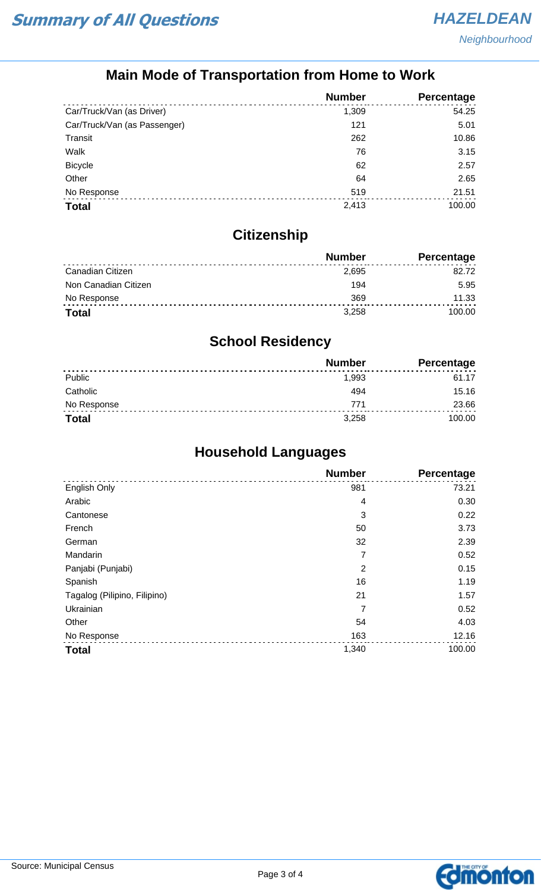# Summary of All Questions

## Main Mode of Transportation from Home to Work

| | Number | Percentage |
|---|---|---|
| Car/Truck/Van (as Driver) | 1,309 | 54.25 |
| Car/Truck/Van (as Passenger) | 121 | 5.01 |
| Transit | 262 | 10.86 |
| Walk | 76 | 3.15 |
| Bicycle | 62 | 2.57 |
| Other | 64 | 2.65 |
| No Response | 519 | 21.51 |
| **Total** | 2,413 | 100.00 |

## Citizenship

| | Number | Percentage |
|---|---|---|
| Canadian Citizen | 2,695 | 82.72 |
| Non Canadian Citizen | 194 | 5.95 |
| No Response | 369 | 11.33 |
| **Total** | 3,258 | 100.00 |

## School Residency

| | Number | Percentage |
|---|---|---|
| Public | 1,993 | 61.17 |
| Catholic | 494 | 15.16 |
| No Response | 771 | 23.66 |
| **Total** | 3,258 | 100.00 |

## Household Languages

| | Number | Percentage |
|---|---|---|
| English Only | 981 | 73.21 |
| Arabic | 4 | 0.30 |
| Cantonese | 3 | 0.22 |
| French | 50 | 3.73 |
| German | 32 | 2.39 |
| Mandarin | 7 | 0.52 |
| Panjabi (Punjabi) | 2 | 0.15 |
| Spanish | 16 | 1.19 |
| Tagalog (Pilipino, Filipino) | 21 | 1.57 |
| Ukrainian | 7 | 0.52 |
| Other | 54 | 4.03 |
| No Response | 163 | 12.16 |
| **Total** | 1,340 | 100.00 |

Source: Municipal Census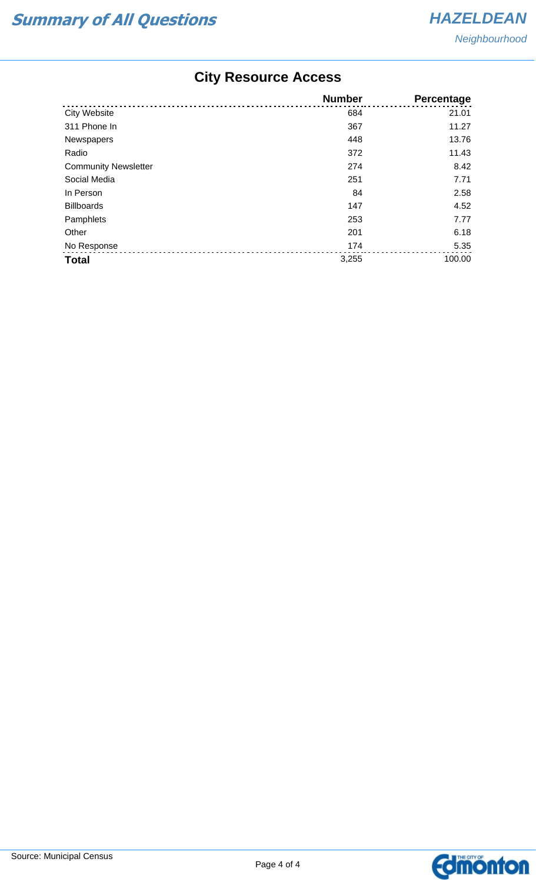# Summary of All Questions

**HAZELDEAN**
*Neighbourhood*

## City Resource Access

| | Number | Percentage |
|---|---|---|
| City Website | 684 | 21.01 |
| 311 Phone In | 367 | 11.27 |
| Newspapers | 448 | 13.76 |
| Radio | 372 | 11.43 |
| Community Newsletter | 274 | 8.42 |
| Social Media | 251 | 7.71 |
| In Person | 84 | 2.58 |
| Billboards | 147 | 4.52 |
| Pamphlets | 253 | 7.77 |
| Other | 201 | 6.18 |
| No Response | 174 | 5.35 |
| **Total** | 3,255 | 100.00 |

Source: Municipal Census